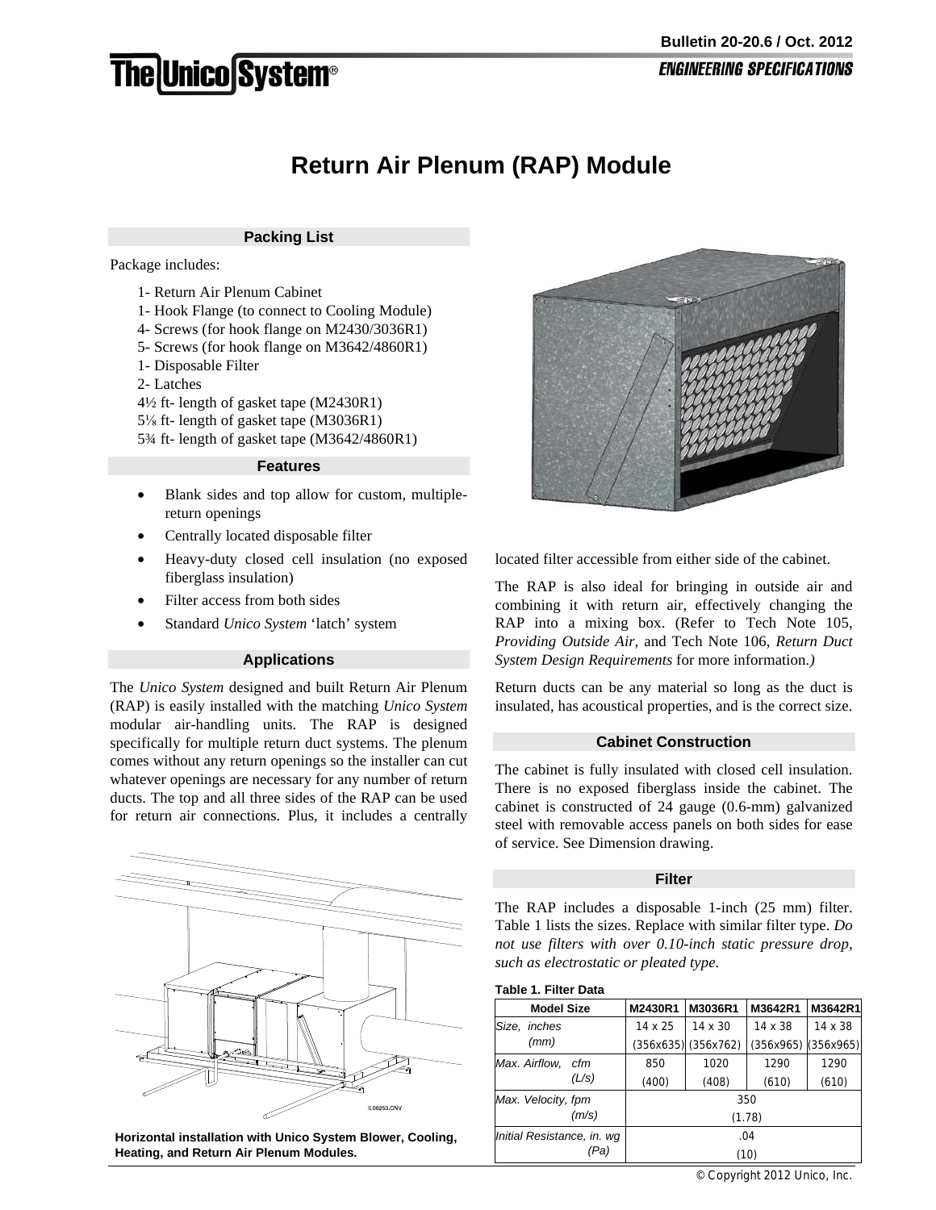Bulletin 20-20.6 / Oct. 2012

ENGINEERING SPECIFICATIONS

# Return Air Plenum (RAP) Module

## Packing List

Package includes:

1- Return Air Plenum Cabinet
1- Hook Flange (to connect to Cooling Module)
4- Screws (for hook flange on M2430/3036R1)
5- Screws (for hook flange on M3642/4860R1)
1- Disposable Filter
2- Latches
4½ ft- length of gasket tape (M2430R1)
5⅛ ft- length of gasket tape (M3036R1)
5¾ ft- length of gasket tape (M3642/4860R1)

## Features

- Blank sides and top allow for custom, multiple-return openings
- Centrally located disposable filter
- Heavy-duty closed cell insulation (no exposed fiberglass insulation)
- Filter access from both sides
- Standard *Unico System* 'latch' system

## Applications

The *Unico System* designed and built Return Air Plenum (RAP) is easily installed with the matching *Unico System* modular air-handling units. The RAP is designed specifically for multiple return duct systems. The plenum comes without any return openings so the installer can cut whatever openings are necessary for any number of return ducts. The top and all three sides of the RAP can be used for return air connections. Plus, it includes a centrally located filter accessible from either side of the cabinet.

The RAP is also ideal for bringing in outside air and combining it with return air, effectively changing the RAP into a mixing box. (Refer to Tech Note 105, *Providing Outside Air*, and Tech Note 106, *Return Duct System Design Requirements* for more information.)

Return ducts can be any material so long as the duct is insulated, has acoustical properties, and is the correct size.

**Horizontal installation with Unico System Blower, Cooling, Heating, and Return Air Plenum Modules.**

## Cabinet Construction

The cabinet is fully insulated with closed cell insulation. There is no exposed fiberglass inside the cabinet. The cabinet is constructed of 24 gauge (0.6-mm) galvanized steel with removable access panels on both sides for ease of service. See Dimension drawing.

## Filter

The RAP includes a disposable 1-inch (25 mm) filter. Table 1 lists the sizes. Replace with similar filter type. *Do not use filters with over 0.10-inch static pressure drop, such as electrostatic or pleated type.*

**Table 1. Filter Data**

| Model Size | M2430R1 | M3036R1 | M3642R1 | M3642R1 |
|---|---|---|---|---|
| *Size, inches (mm)* | 14 x 25 (356x635) | 14 x 30 (356x762) | 14 x 38 (356x965) | 14 x 38 (356x965) |
| *Max. Airflow, cfm (L/s)* | 850 (400) | 1020 (408) | 1290 (610) | 1290 (610) |
| *Max. Velocity, fpm (m/s)* | 350 (1.78) | | | |
| *Initial Resistance, in. wg (Pa)* | .04 (10) | | | |

© Copyright 2012 Unico, Inc.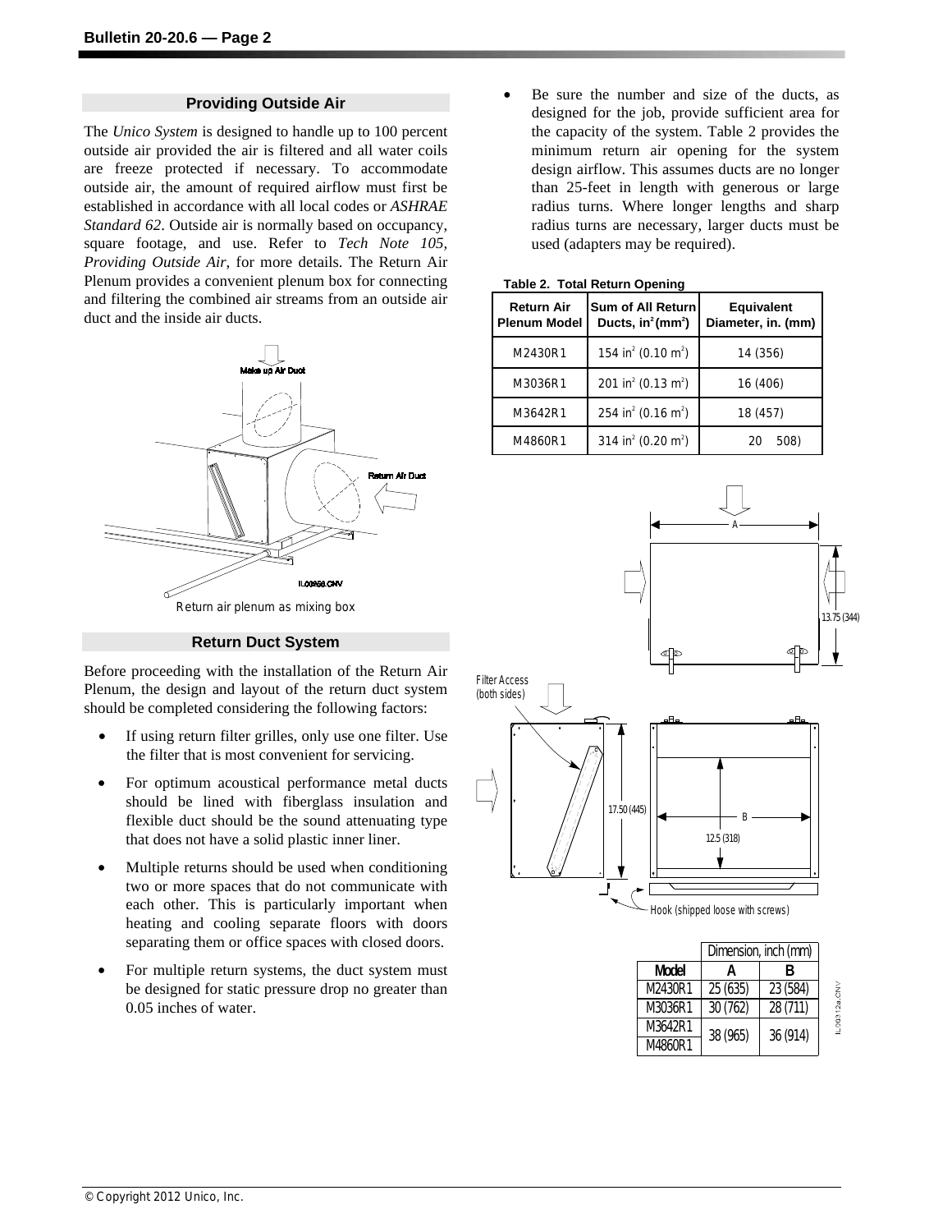## Providing Outside Air

The *Unico System* is designed to handle up to 100 percent outside air provided the air is filtered and all water coils are freeze protected if necessary. To accommodate outside air, the amount of required airflow must first be established in accordance with all local codes or *ASHRAE Standard 62*. Outside air is normally based on occupancy, square footage, and use. Refer to *Tech Note 105, Providing Outside Air*, for more details. The Return Air Plenum provides a convenient plenum box for connecting and filtering the combined air streams from an outside air duct and the inside air ducts.

Return air plenum as mixing box

## Return Duct System

Before proceeding with the installation of the Return Air Plenum, the design and layout of the return duct system should be completed considering the following factors:

- If using return filter grilles, only use one filter. Use the filter that is most convenient for servicing.
- For optimum acoustical performance metal ducts should be lined with fiberglass insulation and flexible duct should be the sound attenuating type that does not have a solid plastic inner liner.
- Multiple returns should be used when conditioning two or more spaces that do not communicate with each other. This is particularly important when heating and cooling separate floors with doors separating them or office spaces with closed doors.
- For multiple return systems, the duct system must be designed for static pressure drop no greater than 0.05 inches of water.
- Be sure the number and size of the ducts, as designed for the job, provide sufficient area for the capacity of the system. Table 2 provides the minimum return air opening for the system design airflow. This assumes ducts are no longer than 25-feet in length with generous or large radius turns. Where longer lengths and sharp radius turns are necessary, larger ducts must be used (adapters may be required).

**Table 2. Total Return Opening**

| Return Air Plenum Model | Sum of All Return Ducts, $in^2$ ($mm^2$) | Equivalent Diameter, in. (mm) |
|---|---|---|
| M2430R1 | 154 $in^2$ (0.10 $m^2$) | 14 (356) |
| M3036R1 | 201 $in^2$ (0.13 $m^2$) | 16 (406) |
| M3642R1 | 254 $in^2$ (0.16 $m^2$) | 18 (457) |
| M4860R1 | 314 $in^2$ (0.20 $m^2$) | 20 (508) |

| | Dimension, inch (mm) | |
|---|---|---|
| **Model** | **A** | **B** |
| M2430R1 | 25 (635) | 23 (584) |
| M3036R1 | 30 (762) | 28 (711) |
| M3642R1 | 38 (965) | 36 (914) |
| M4860R1 | 38 (965) | 36 (914) |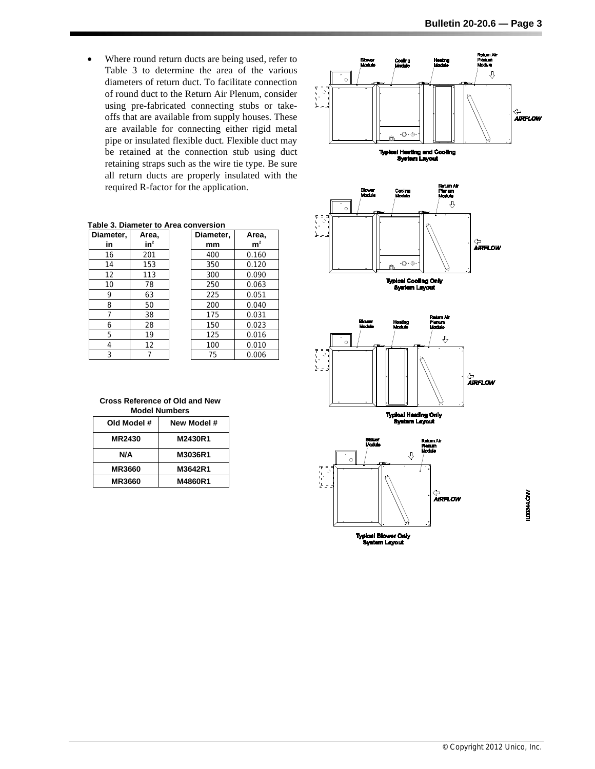- Where round return ducts are being used, refer to Table 3 to determine the area of the various diameters of return duct. To facilitate connection of round duct to the Return Air Plenum, consider using pre-fabricated connecting stubs or take-offs that are available from supply houses. These are available for connecting either rigid metal pipe or insulated flexible duct. Flexible duct may be retained at the connection stub using duct retaining straps such as the wire tie type. Be sure all return ducts are properly insulated with the required R-factor for the application.

**Table 3. Diameter to Area conversion**

| Diameter, in | Area, $in^2$ |
|---|---|
| 16 | 201 |
| 14 | 153 |
| 12 | 113 |
| 10 | 78 |
| 9 | 63 |
| 8 | 50 |
| 7 | 38 |
| 6 | 28 |
| 5 | 19 |
| 4 | 12 |
| 3 | 7 |

| Diameter, mm | Area, $m^2$ |
|---|---|
| 400 | 0.160 |
| 350 | 0.120 |
| 300 | 0.090 |
| 250 | 0.063 |
| 225 | 0.051 |
| 200 | 0.040 |
| 175 | 0.031 |
| 150 | 0.023 |
| 125 | 0.016 |
| 100 | 0.010 |
| 75 | 0.006 |

**Cross Reference of Old and New Model Numbers**

| Old Model # | New Model # |
|---|---|
| MR2430 | M2430R1 |
| N/A | M3036R1 |
| MR3660 | M3642R1 |
| MR3660 | M4860R1 |

Blower Module
Cooling Module
Heating Module
Return Air Plenum Module
AIRFLOW

Typical Heating and Cooling System Layout

Blower Module
Cooling Module
Return Air Plenum Module
AIRFLOW

Typical Cooling Only System Layout

Blower Module
Heating Module
Return Air Plenum Module
AIRFLOW

Typical Heating Only System Layout

Blower Module
Return Air Plenum Module
AIRFLOW

Typical Blower Only System Layout

IL00344.CNV